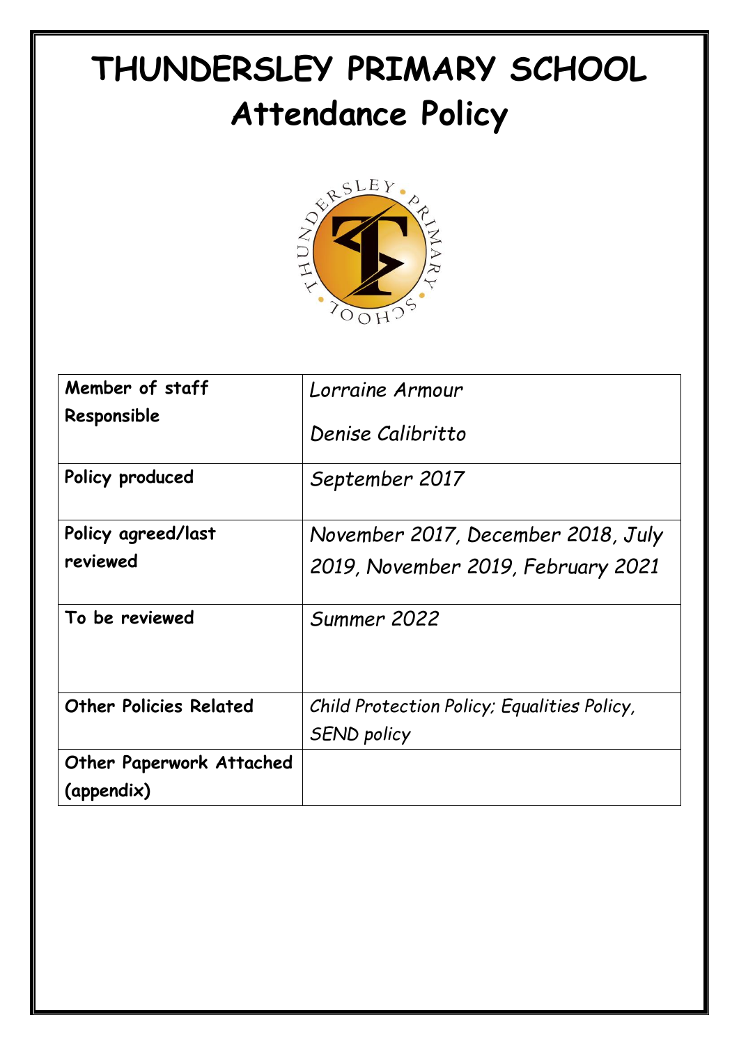# THUNDERSLEY PRIMARY SCHOOL
# Attendance Policy

| Member of staff Responsible | *Lorraine Armour*<br>*Denise Calibritto* |
|---|---|
| Policy produced | *September 2017* |
| Policy agreed/last reviewed | *November 2017, December 2018, July 2019, November 2019, February 2021* |
| To be reviewed | *Summer 2022* |
| Other Policies Related | *Child Protection Policy; Equalities Policy, SEND policy* |
| Other Paperwork Attached (appendix) | |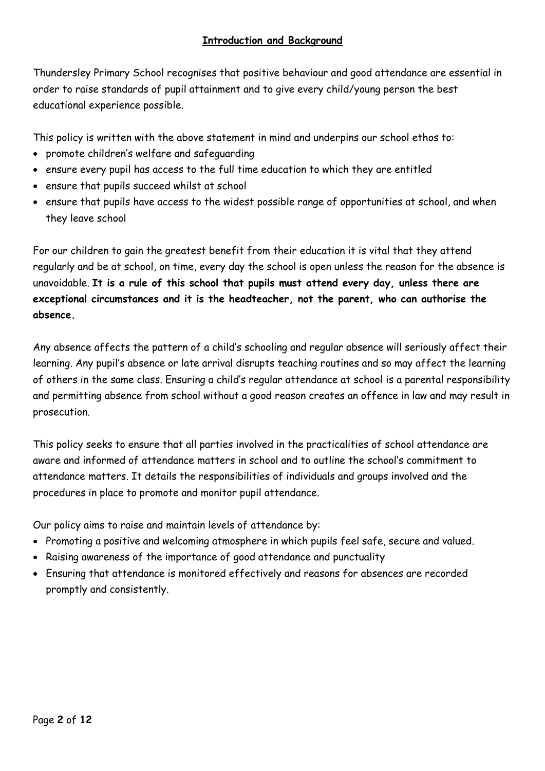## Introduction and Background

Thundersley Primary School recognises that positive behaviour and good attendance are essential in order to raise standards of pupil attainment and to give every child/young person the best educational experience possible.

This policy is written with the above statement in mind and underpins our school ethos to:

- promote children's welfare and safeguarding
- ensure every pupil has access to the full time education to which they are entitled
- ensure that pupils succeed whilst at school
- ensure that pupils have access to the widest possible range of opportunities at school, and when they leave school

For our children to gain the greatest benefit from their education it is vital that they attend regularly and be at school, on time, every day the school is open unless the reason for the absence is unavoidable. **It is a rule of this school that pupils must attend every day, unless there are exceptional circumstances and it is the headteacher, not the parent, who can authorise the absence.**

Any absence affects the pattern of a child's schooling and regular absence will seriously affect their learning. Any pupil's absence or late arrival disrupts teaching routines and so may affect the learning of others in the same class. Ensuring a child's regular attendance at school is a parental responsibility and permitting absence from school without a good reason creates an offence in law and may result in prosecution.

This policy seeks to ensure that all parties involved in the practicalities of school attendance are aware and informed of attendance matters in school and to outline the school's commitment to attendance matters. It details the responsibilities of individuals and groups involved and the procedures in place to promote and monitor pupil attendance.

Our policy aims to raise and maintain levels of attendance by:

- Promoting a positive and welcoming atmosphere in which pupils feel safe, secure and valued.
- Raising awareness of the importance of good attendance and punctuality
- Ensuring that attendance is monitored effectively and reasons for absences are recorded promptly and consistently.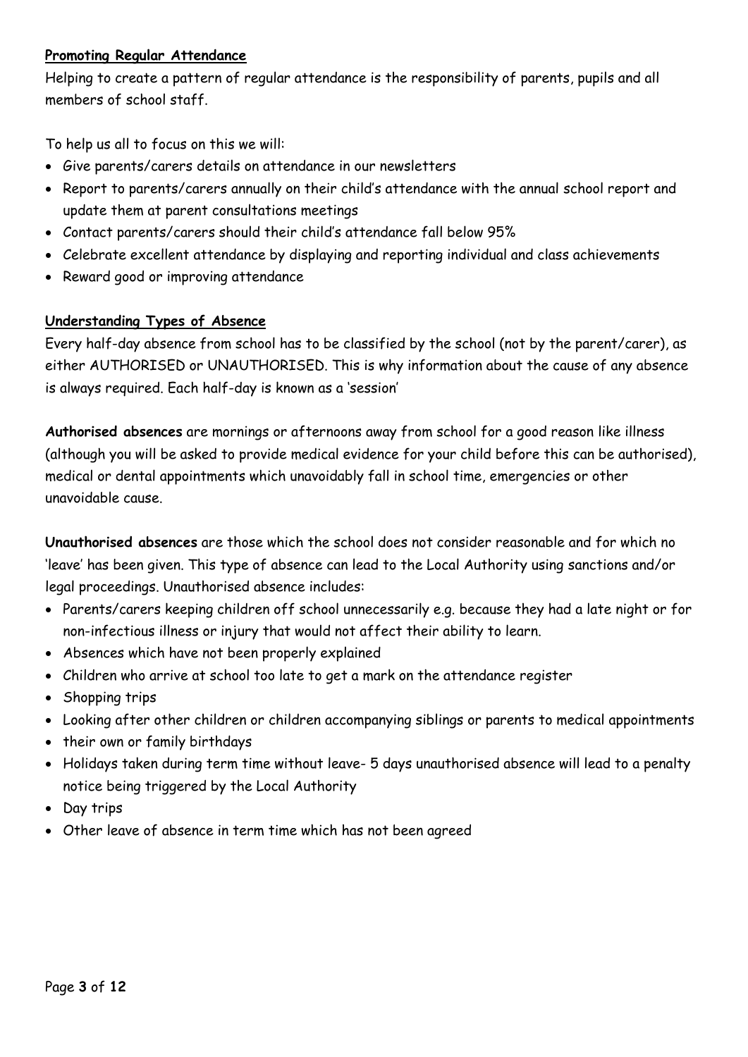**Promoting Regular Attendance**

Helping to create a pattern of regular attendance is the responsibility of parents, pupils and all members of school staff.

To help us all to focus on this we will:

- Give parents/carers details on attendance in our newsletters
- Report to parents/carers annually on their child's attendance with the annual school report and update them at parent consultations meetings
- Contact parents/carers should their child's attendance fall below 95%
- Celebrate excellent attendance by displaying and reporting individual and class achievements
- Reward good or improving attendance

**Understanding Types of Absence**

Every half-day absence from school has to be classified by the school (not by the parent/carer), as either AUTHORISED or UNAUTHORISED. This is why information about the cause of any absence is always required. Each half-day is known as a 'session'

**Authorised absences** are mornings or afternoons away from school for a good reason like illness (although you will be asked to provide medical evidence for your child before this can be authorised), medical or dental appointments which unavoidably fall in school time, emergencies or other unavoidable cause.

**Unauthorised absences** are those which the school does not consider reasonable and for which no 'leave' has been given. This type of absence can lead to the Local Authority using sanctions and/or legal proceedings. Unauthorised absence includes:

- Parents/carers keeping children off school unnecessarily e.g. because they had a late night or for non-infectious illness or injury that would not affect their ability to learn.
- Absences which have not been properly explained
- Children who arrive at school too late to get a mark on the attendance register
- Shopping trips
- Looking after other children or children accompanying siblings or parents to medical appointments
- their own or family birthdays
- Holidays taken during term time without leave- 5 days unauthorised absence will lead to a penalty notice being triggered by the Local Authority
- Day trips
- Other leave of absence in term time which has not been agreed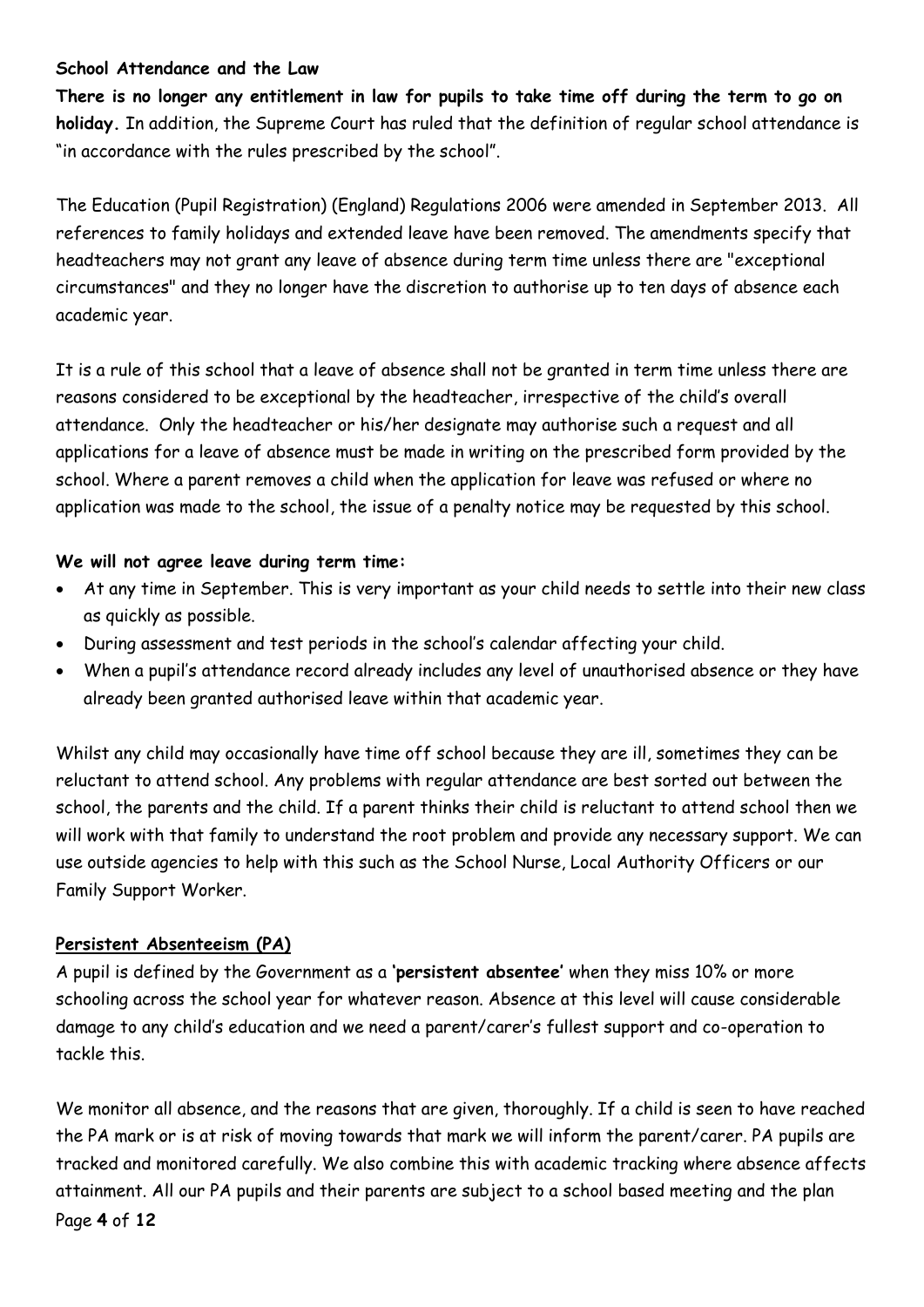**School Attendance and the Law**

**There is no longer any entitlement in law for pupils to take time off during the term to go on holiday.** In addition, the Supreme Court has ruled that the definition of regular school attendance is "in accordance with the rules prescribed by the school".

The Education (Pupil Registration) (England) Regulations 2006 were amended in September 2013. All references to family holidays and extended leave have been removed. The amendments specify that headteachers may not grant any leave of absence during term time unless there are "exceptional circumstances" and they no longer have the discretion to authorise up to ten days of absence each academic year.

It is a rule of this school that a leave of absence shall not be granted in term time unless there are reasons considered to be exceptional by the headteacher, irrespective of the child's overall attendance. Only the headteacher or his/her designate may authorise such a request and all applications for a leave of absence must be made in writing on the prescribed form provided by the school. Where a parent removes a child when the application for leave was refused or where no application was made to the school, the issue of a penalty notice may be requested by this school.

**We will not agree leave during term time:**

- At any time in September. This is very important as your child needs to settle into their new class as quickly as possible.
- During assessment and test periods in the school's calendar affecting your child.
- When a pupil's attendance record already includes any level of unauthorised absence or they have already been granted authorised leave within that academic year.

Whilst any child may occasionally have time off school because they are ill, sometimes they can be reluctant to attend school. Any problems with regular attendance are best sorted out between the school, the parents and the child. If a parent thinks their child is reluctant to attend school then we will work with that family to understand the root problem and provide any necessary support. We can use outside agencies to help with this such as the School Nurse, Local Authority Officers or our Family Support Worker.

**Persistent Absenteeism (PA)**

A pupil is defined by the Government as a **'persistent absentee'** when they miss 10% or more schooling across the school year for whatever reason. Absence at this level will cause considerable damage to any child's education and we need a parent/carer's fullest support and co-operation to tackle this.

We monitor all absence, and the reasons that are given, thoroughly. If a child is seen to have reached the PA mark or is at risk of moving towards that mark we will inform the parent/carer. PA pupils are tracked and monitored carefully. We also combine this with academic tracking where absence affects attainment. All our PA pupils and their parents are subject to a school based meeting and the plan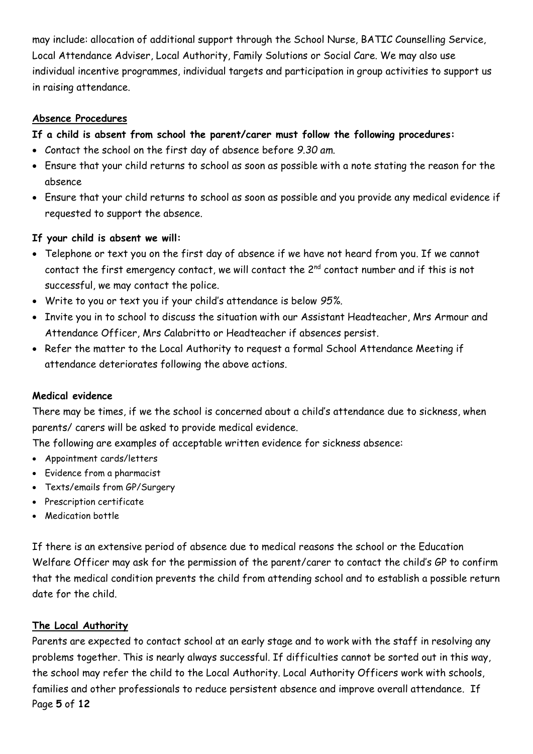may include: allocation of additional support through the School Nurse, BATIC Counselling Service, Local Attendance Adviser, Local Authority, Family Solutions or Social Care. We may also use individual incentive programmes, individual targets and participation in group activities to support us in raising attendance.

**Absence Procedures**

**If a child is absent from school the parent/carer must follow the following procedures:**

- Contact the school on the first day of absence before *9.30 am*.
- Ensure that your child returns to school as soon as possible with a note stating the reason for the absence
- Ensure that your child returns to school as soon as possible and you provide any medical evidence if requested to support the absence.

**If your child is absent we will:**

- Telephone or text you on the first day of absence if we have not heard from you. If we cannot contact the first emergency contact, we will contact the 2nd contact number and if this is not successful, we may contact the police.
- Write to you or text you if your child's attendance is below *95%*.
- Invite you in to school to discuss the situation with our Assistant Headteacher, Mrs Armour and Attendance Officer, Mrs Calabritto or Headteacher if absences persist.
- Refer the matter to the Local Authority to request a formal School Attendance Meeting if attendance deteriorates following the above actions.

**Medical evidence**

There may be times, if we the school is concerned about a child's attendance due to sickness, when parents/ carers will be asked to provide medical evidence.

The following are examples of acceptable written evidence for sickness absence:

- Appointment cards/letters
- Evidence from a pharmacist
- Texts/emails from GP/Surgery
- Prescription certificate
- Medication bottle

If there is an extensive period of absence due to medical reasons the school or the Education Welfare Officer may ask for the permission of the parent/carer to contact the child's GP to confirm that the medical condition prevents the child from attending school and to establish a possible return date for the child.

**The Local Authority**

Parents are expected to contact school at an early stage and to work with the staff in resolving any problems together. This is nearly always successful. If difficulties cannot be sorted out in this way, the school may refer the child to the Local Authority. Local Authority Officers work with schools, families and other professionals to reduce persistent absence and improve overall attendance. If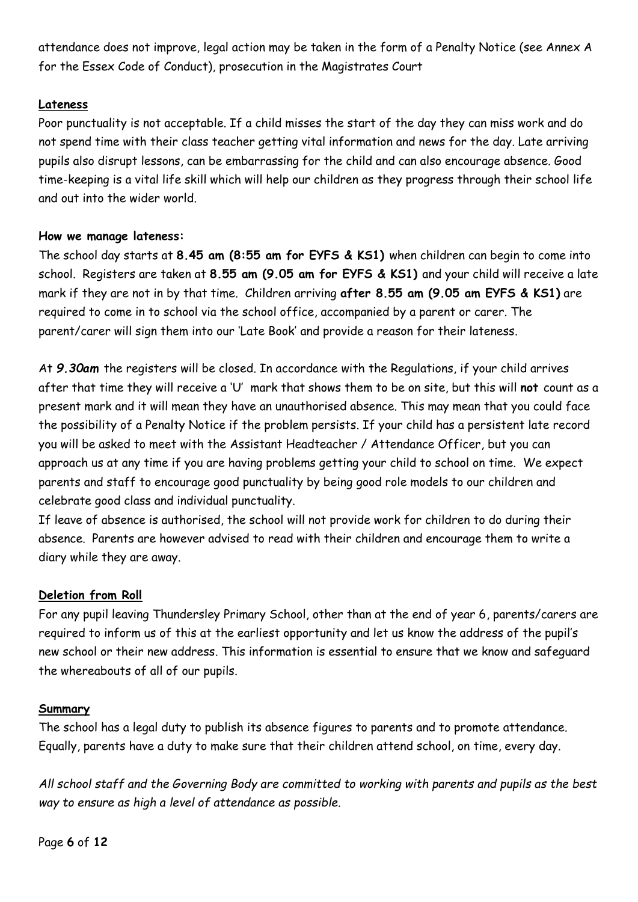attendance does not improve, legal action may be taken in the form of a Penalty Notice (see Annex A for the Essex Code of Conduct), prosecution in the Magistrates Court

## Lateness

Poor punctuality is not acceptable. If a child misses the start of the day they can miss work and do not spend time with their class teacher getting vital information and news for the day. Late arriving pupils also disrupt lessons, can be embarrassing for the child and can also encourage absence. Good time-keeping is a vital life skill which will help our children as they progress through their school life and out into the wider world.

**How we manage lateness:**

The school day starts at **8.45 am (8:55 am for EYFS & KS1)** when children can begin to come into school. Registers are taken at **8.55 am (9.05 am for EYFS & KS1)** and your child will receive a late mark if they are not in by that time. Children arriving **after 8.55 am (9.05 am EYFS & KS1)** are required to come in to school via the school office, accompanied by a parent or carer. The parent/carer will sign them into our 'Late Book' and provide a reason for their lateness.

At ***9.30am*** the registers will be closed. In accordance with the Regulations, if your child arrives after that time they will receive a 'U' mark that shows them to be on site, but this will **not** count as a present mark and it will mean they have an unauthorised absence. This may mean that you could face the possibility of a Penalty Notice if the problem persists. If your child has a persistent late record you will be asked to meet with the Assistant Headteacher / Attendance Officer, but you can approach us at any time if you are having problems getting your child to school on time. We expect parents and staff to encourage good punctuality by being good role models to our children and celebrate good class and individual punctuality.

If leave of absence is authorised, the school will not provide work for children to do during their absence. Parents are however advised to read with their children and encourage them to write a diary while they are away.

## Deletion from Roll

For any pupil leaving Thundersley Primary School, other than at the end of year 6, parents/carers are required to inform us of this at the earliest opportunity and let us know the address of the pupil's new school or their new address. This information is essential to ensure that we know and safeguard the whereabouts of all of our pupils.

## Summary

The school has a legal duty to publish its absence figures to parents and to promote attendance. Equally, parents have a duty to make sure that their children attend school, on time, every day.

*All school staff and the Governing Body are committed to working with parents and pupils as the best way to ensure as high a level of attendance as possible.*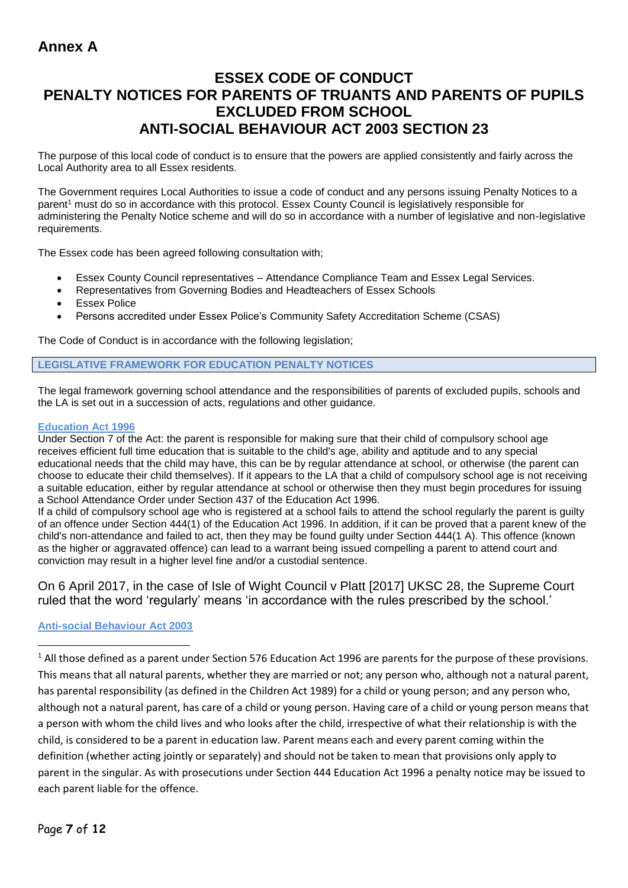# Annex A

## ESSEX CODE OF CONDUCT
## PENALTY NOTICES FOR PARENTS OF TRUANTS AND PARENTS OF PUPILS EXCLUDED FROM SCHOOL
## ANTI-SOCIAL BEHAVIOUR ACT 2003 SECTION 23

The purpose of this local code of conduct is to ensure that the powers are applied consistently and fairly across the Local Authority area to all Essex residents.

The Government requires Local Authorities to issue a code of conduct and any persons issuing Penalty Notices to a parent[1] must do so in accordance with this protocol. Essex County Council is legislatively responsible for administering the Penalty Notice scheme and will do so in accordance with a number of legislative and non-legislative requirements.

The Essex code has been agreed following consultation with;

- Essex County Council representatives – Attendance Compliance Team and Essex Legal Services.
- Representatives from Governing Bodies and Headteachers of Essex Schools
- Essex Police
- Persons accredited under Essex Police's Community Safety Accreditation Scheme (CSAS)

The Code of Conduct is in accordance with the following legislation;

### LEGISLATIVE FRAMEWORK FOR EDUCATION PENALTY NOTICES

The legal framework governing school attendance and the responsibilities of parents of excluded pupils, schools and the LA is set out in a succession of acts, regulations and other guidance.

**Education Act 1996**

Under Section 7 of the Act: the parent is responsible for making sure that their child of compulsory school age receives efficient full time education that is suitable to the child's age, ability and aptitude and to any special educational needs that the child may have, this can be by regular attendance at school, or otherwise (the parent can choose to educate their child themselves). If it appears to the LA that a child of compulsory school age is not receiving a suitable education, either by regular attendance at school or otherwise then they must begin procedures for issuing a School Attendance Order under Section 437 of the Education Act 1996.

If a child of compulsory school age who is registered at a school fails to attend the school regularly the parent is guilty of an offence under Section 444(1) of the Education Act 1996. In addition, if it can be proved that a parent knew of the child's non-attendance and failed to act, then they may be found guilty under Section 444(1 A). This offence (known as the higher or aggravated offence) can lead to a warrant being issued compelling a parent to attend court and conviction may result in a higher level fine and/or a custodial sentence.

On 6 April 2017, in the case of Isle of Wight Council v Platt [2017] UKSC 28, the Supreme Court ruled that the word 'regularly' means 'in accordance with the rules prescribed by the school.'

**Anti-social Behaviour Act 2003**

---

[1] All those defined as a parent under Section 576 Education Act 1996 are parents for the purpose of these provisions. This means that all natural parents, whether they are married or not; any person who, although not a natural parent, has parental responsibility (as defined in the Children Act 1989) for a child or young person; and any person who, although not a natural parent, has care of a child or young person. Having care of a child or young person means that a person with whom the child lives and who looks after the child, irrespective of what their relationship is with the child, is considered to be a parent in education law. Parent means each and every parent coming within the definition (whether acting jointly or separately) and should not be taken to mean that provisions only apply to parent in the singular. As with prosecutions under Section 444 Education Act 1996 a penalty notice may be issued to each parent liable for the offence.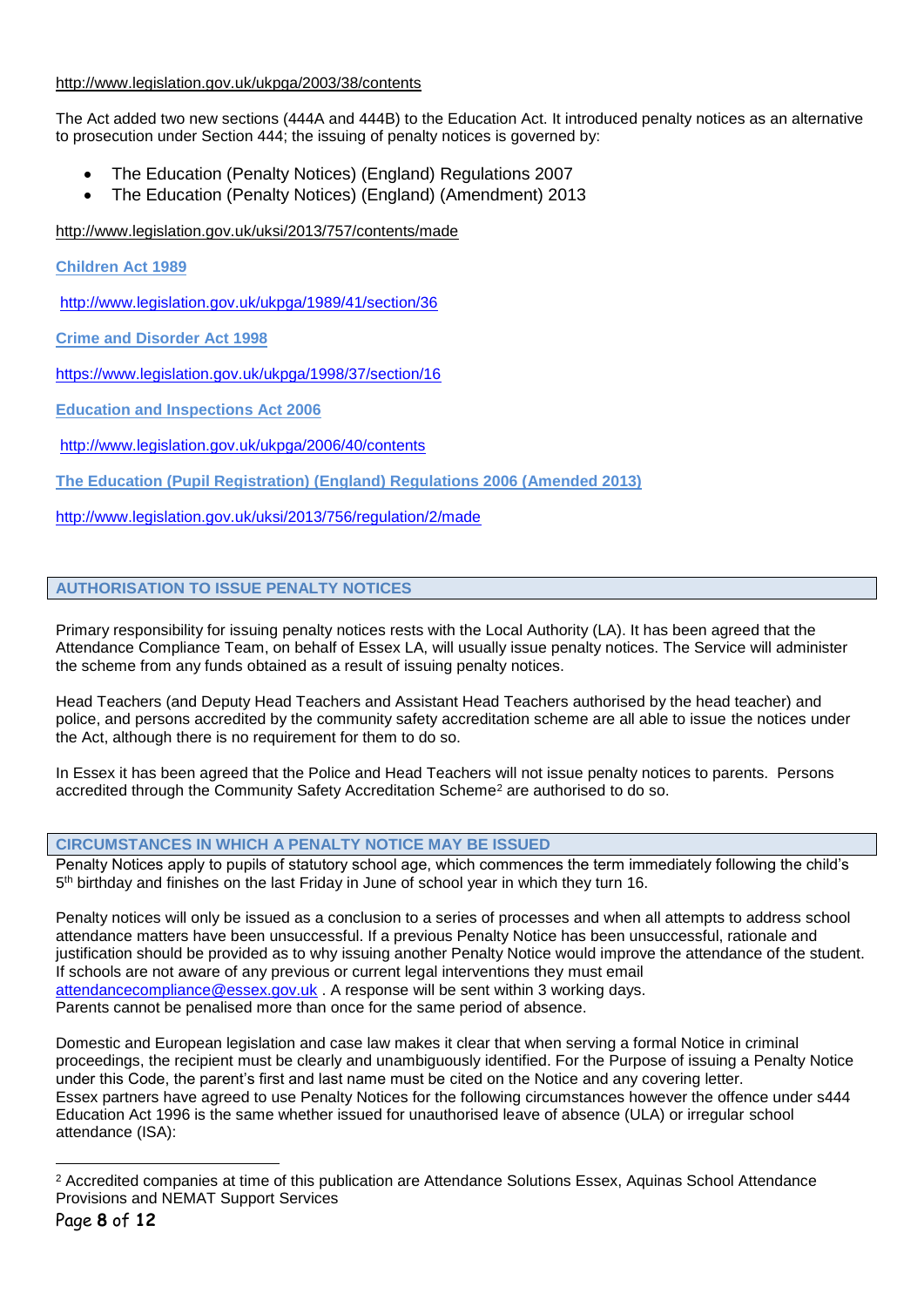http://www.legislation.gov.uk/ukpga/2003/38/contents

The Act added two new sections (444A and 444B) to the Education Act. It introduced penalty notices as an alternative to prosecution under Section 444; the issuing of penalty notices is governed by:

- The Education (Penalty Notices) (England) Regulations 2007
- The Education (Penalty Notices) (England) (Amendment) 2013

http://www.legislation.gov.uk/uksi/2013/757/contents/made

**Children Act 1989**

http://www.legislation.gov.uk/ukpga/1989/41/section/36

**Crime and Disorder Act 1998**

https://www.legislation.gov.uk/ukpga/1998/37/section/16

**Education and Inspections Act 2006**

http://www.legislation.gov.uk/ukpga/2006/40/contents

**The Education (Pupil Registration) (England) Regulations 2006 (Amended 2013)**

http://www.legislation.gov.uk/uksi/2013/756/regulation/2/made

## AUTHORISATION TO ISSUE PENALTY NOTICES

Primary responsibility for issuing penalty notices rests with the Local Authority (LA). It has been agreed that the Attendance Compliance Team, on behalf of Essex LA, will usually issue penalty notices. The Service will administer the scheme from any funds obtained as a result of issuing penalty notices.

Head Teachers (and Deputy Head Teachers and Assistant Head Teachers authorised by the head teacher) and police, and persons accredited by the community safety accreditation scheme are all able to issue the notices under the Act, although there is no requirement for them to do so.

In Essex it has been agreed that the Police and Head Teachers will not issue penalty notices to parents. Persons accredited through the Community Safety Accreditation Scheme[2] are authorised to do so.

## CIRCUMSTANCES IN WHICH A PENALTY NOTICE MAY BE ISSUED

Penalty Notices apply to pupils of statutory school age, which commences the term immediately following the child's 5th birthday and finishes on the last Friday in June of school year in which they turn 16.

Penalty notices will only be issued as a conclusion to a series of processes and when all attempts to address school attendance matters have been unsuccessful. If a previous Penalty Notice has been unsuccessful, rationale and justification should be provided as to why issuing another Penalty Notice would improve the attendance of the student. If schools are not aware of any previous or current legal interventions they must email attendancecompliance@essex.gov.uk . A response will be sent within 3 working days.
Parents cannot be penalised more than once for the same period of absence.

Domestic and European legislation and case law makes it clear that when serving a formal Notice in criminal proceedings, the recipient must be clearly and unambiguously identified. For the Purpose of issuing a Penalty Notice under this Code, the parent's first and last name must be cited on the Notice and any covering letter.
Essex partners have agreed to use Penalty Notices for the following circumstances however the offence under s444 Education Act 1996 is the same whether issued for unauthorised leave of absence (ULA) or irregular school attendance (ISA):

---

[2] Accredited companies at time of this publication are Attendance Solutions Essex, Aquinas School Attendance Provisions and NEMAT Support Services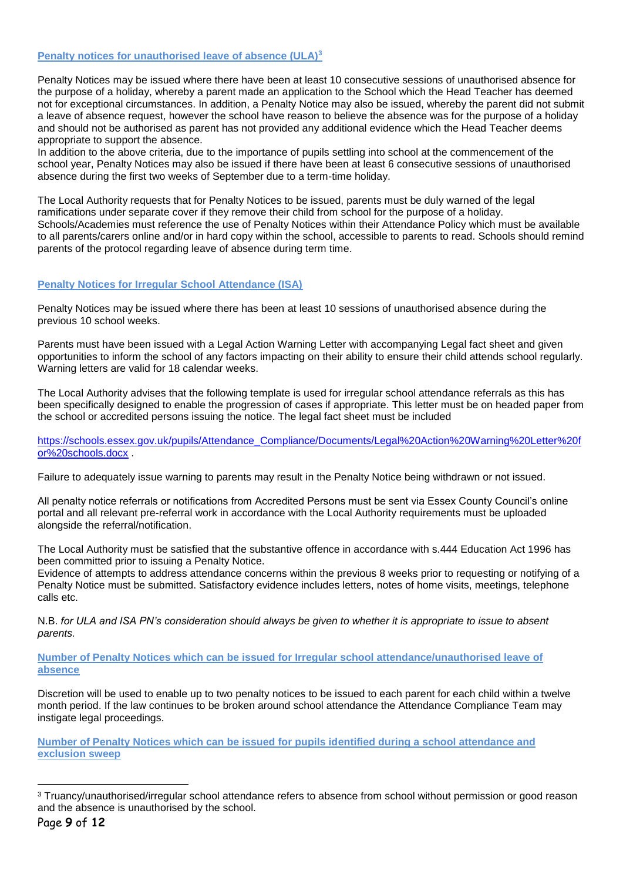### Penalty notices for unauthorised leave of absence (ULA)[3]

Penalty Notices may be issued where there have been at least 10 consecutive sessions of unauthorised absence for the purpose of a holiday, whereby a parent made an application to the School which the Head Teacher has deemed not for exceptional circumstances. In addition, a Penalty Notice may also be issued, whereby the parent did not submit a leave of absence request, however the school have reason to believe the absence was for the purpose of a holiday and should not be authorised as parent has not provided any additional evidence which the Head Teacher deems appropriate to support the absence.
In addition to the above criteria, due to the importance of pupils settling into school at the commencement of the school year, Penalty Notices may also be issued if there have been at least 6 consecutive sessions of unauthorised absence during the first two weeks of September due to a term-time holiday.

The Local Authority requests that for Penalty Notices to be issued, parents must be duly warned of the legal ramifications under separate cover if they remove their child from school for the purpose of a holiday. Schools/Academies must reference the use of Penalty Notices within their Attendance Policy which must be available to all parents/carers online and/or in hard copy within the school, accessible to parents to read. Schools should remind parents of the protocol regarding leave of absence during term time.

### Penalty Notices for Irregular School Attendance (ISA)

Penalty Notices may be issued where there has been at least 10 sessions of unauthorised absence during the previous 10 school weeks.

Parents must have been issued with a Legal Action Warning Letter with accompanying Legal fact sheet and given opportunities to inform the school of any factors impacting on their ability to ensure their child attends school regularly. Warning letters are valid for 18 calendar weeks.

The Local Authority advises that the following template is used for irregular school attendance referrals as this has been specifically designed to enable the progression of cases if appropriate. This letter must be on headed paper from the school or accredited persons issuing the notice. The legal fact sheet must be included

https://schools.essex.gov.uk/pupils/Attendance_Compliance/Documents/Legal%20Action%20Warning%20Letter%20for%20schools.docx .

Failure to adequately issue warning to parents may result in the Penalty Notice being withdrawn or not issued.

All penalty notice referrals or notifications from Accredited Persons must be sent via Essex County Council's online portal and all relevant pre-referral work in accordance with the Local Authority requirements must be uploaded alongside the referral/notification.

The Local Authority must be satisfied that the substantive offence in accordance with s.444 Education Act 1996 has been committed prior to issuing a Penalty Notice.
Evidence of attempts to address attendance concerns within the previous 8 weeks prior to requesting or notifying of a Penalty Notice must be submitted. Satisfactory evidence includes letters, notes of home visits, meetings, telephone calls etc.

N.B. *for ULA and ISA PN's consideration should always be given to whether it is appropriate to issue to absent parents.*

### Number of Penalty Notices which can be issued for Irregular school attendance/unauthorised leave of absence

Discretion will be used to enable up to two penalty notices to be issued to each parent for each child within a twelve month period. If the law continues to be broken around school attendance the Attendance Compliance Team may instigate legal proceedings.

### Number of Penalty Notices which can be issued for pupils identified during a school attendance and exclusion sweep

[3] Truancy/unauthorised/irregular school attendance refers to absence from school without permission or good reason and the absence is unauthorised by the school.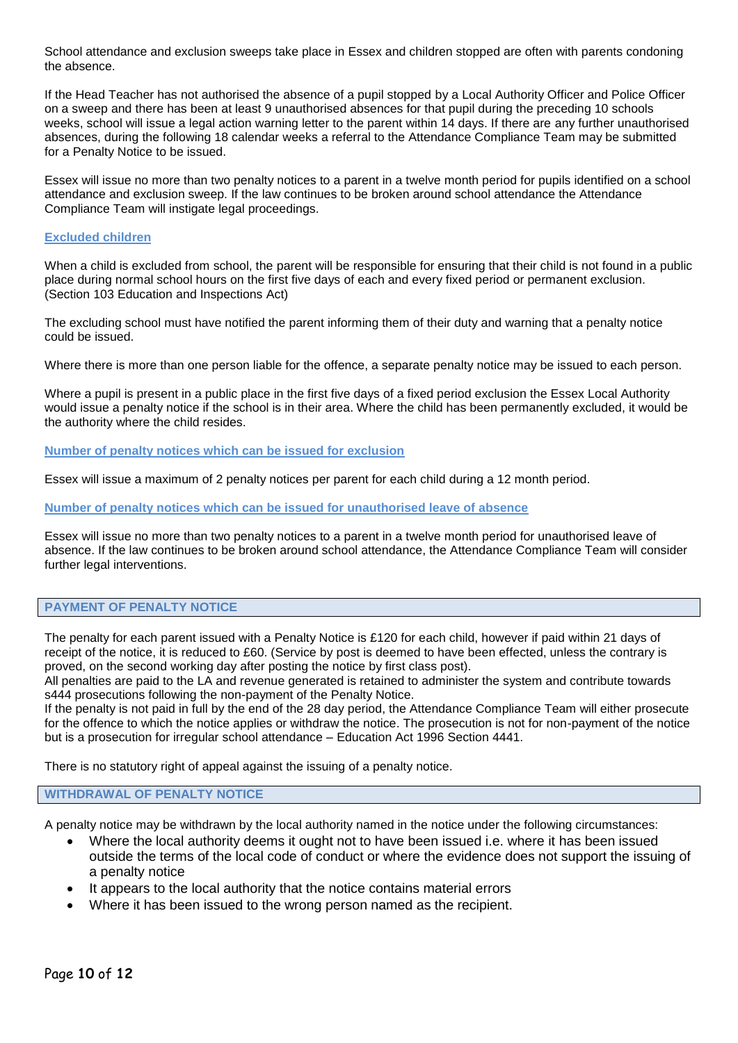School attendance and exclusion sweeps take place in Essex and children stopped are often with parents condoning the absence.

If the Head Teacher has not authorised the absence of a pupil stopped by a Local Authority Officer and Police Officer on a sweep and there has been at least 9 unauthorised absences for that pupil during the preceding 10 schools weeks, school will issue a legal action warning letter to the parent within 14 days. If there are any further unauthorised absences, during the following 18 calendar weeks a referral to the Attendance Compliance Team may be submitted for a Penalty Notice to be issued.

Essex will issue no more than two penalty notices to a parent in a twelve month period for pupils identified on a school attendance and exclusion sweep. If the law continues to be broken around school attendance the Attendance Compliance Team will instigate legal proceedings.

### Excluded children

When a child is excluded from school, the parent will be responsible for ensuring that their child is not found in a public place during normal school hours on the first five days of each and every fixed period or permanent exclusion. (Section 103 Education and Inspections Act)

The excluding school must have notified the parent informing them of their duty and warning that a penalty notice could be issued.

Where there is more than one person liable for the offence, a separate penalty notice may be issued to each person.

Where a pupil is present in a public place in the first five days of a fixed period exclusion the Essex Local Authority would issue a penalty notice if the school is in their area. Where the child has been permanently excluded, it would be the authority where the child resides.

### Number of penalty notices which can be issued for exclusion

Essex will issue a maximum of 2 penalty notices per parent for each child during a 12 month period.

### Number of penalty notices which can be issued for unauthorised leave of absence

Essex will issue no more than two penalty notices to a parent in a twelve month period for unauthorised leave of absence. If the law continues to be broken around school attendance, the Attendance Compliance Team will consider further legal interventions.

## PAYMENT OF PENALTY NOTICE

The penalty for each parent issued with a Penalty Notice is £120 for each child, however if paid within 21 days of receipt of the notice, it is reduced to £60. (Service by post is deemed to have been effected, unless the contrary is proved, on the second working day after posting the notice by first class post).
All penalties are paid to the LA and revenue generated is retained to administer the system and contribute towards s444 prosecutions following the non-payment of the Penalty Notice.
If the penalty is not paid in full by the end of the 28 day period, the Attendance Compliance Team will either prosecute for the offence to which the notice applies or withdraw the notice. The prosecution is not for non-payment of the notice but is a prosecution for irregular school attendance – Education Act 1996 Section 4441.

There is no statutory right of appeal against the issuing of a penalty notice.

## WITHDRAWAL OF PENALTY NOTICE

A penalty notice may be withdrawn by the local authority named in the notice under the following circumstances:

- Where the local authority deems it ought not to have been issued i.e. where it has been issued outside the terms of the local code of conduct or where the evidence does not support the issuing of a penalty notice
- It appears to the local authority that the notice contains material errors
- Where it has been issued to the wrong person named as the recipient.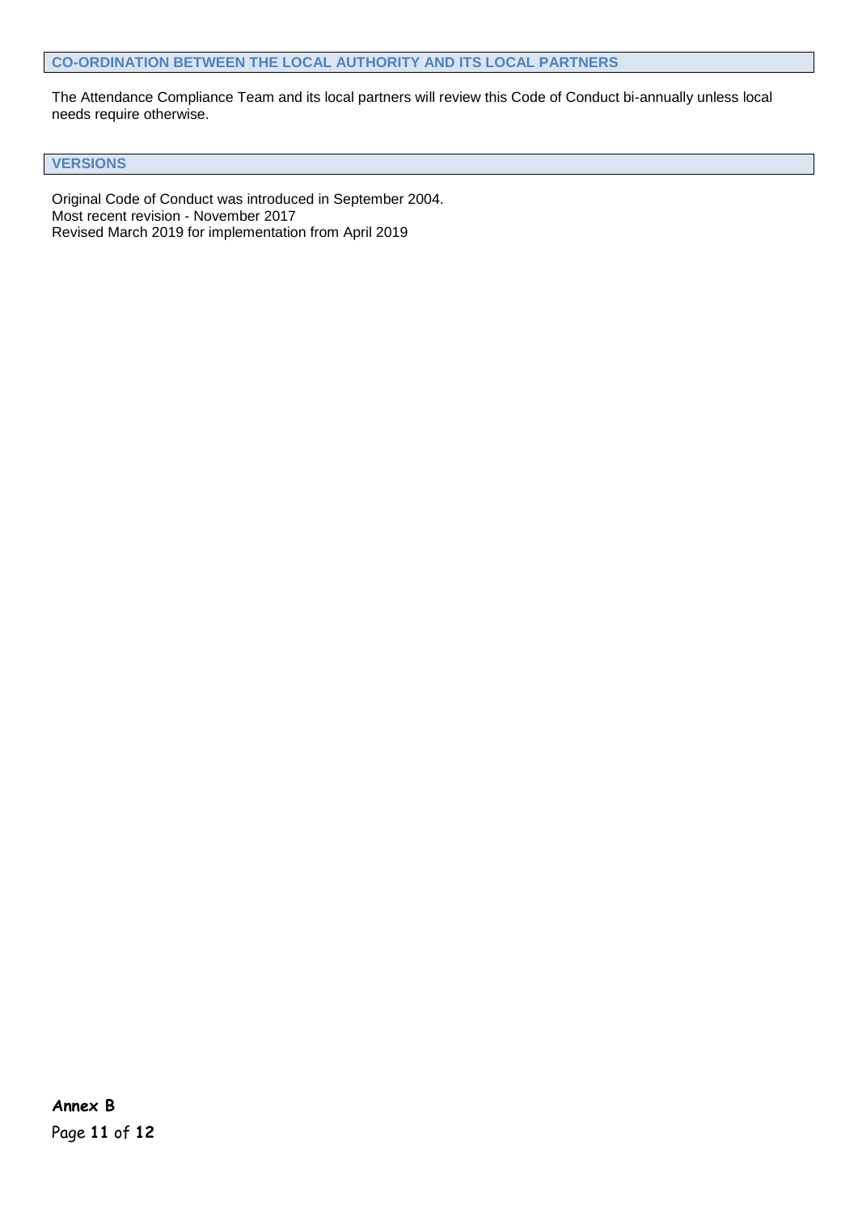## CO-ORDINATION BETWEEN THE LOCAL AUTHORITY AND ITS LOCAL PARTNERS

The Attendance Compliance Team and its local partners will review this Code of Conduct bi-annually unless local needs require otherwise.

## VERSIONS

Original Code of Conduct was introduced in September 2004.
Most recent revision - November 2017
Revised March 2019 for implementation from April 2019

**Annex B**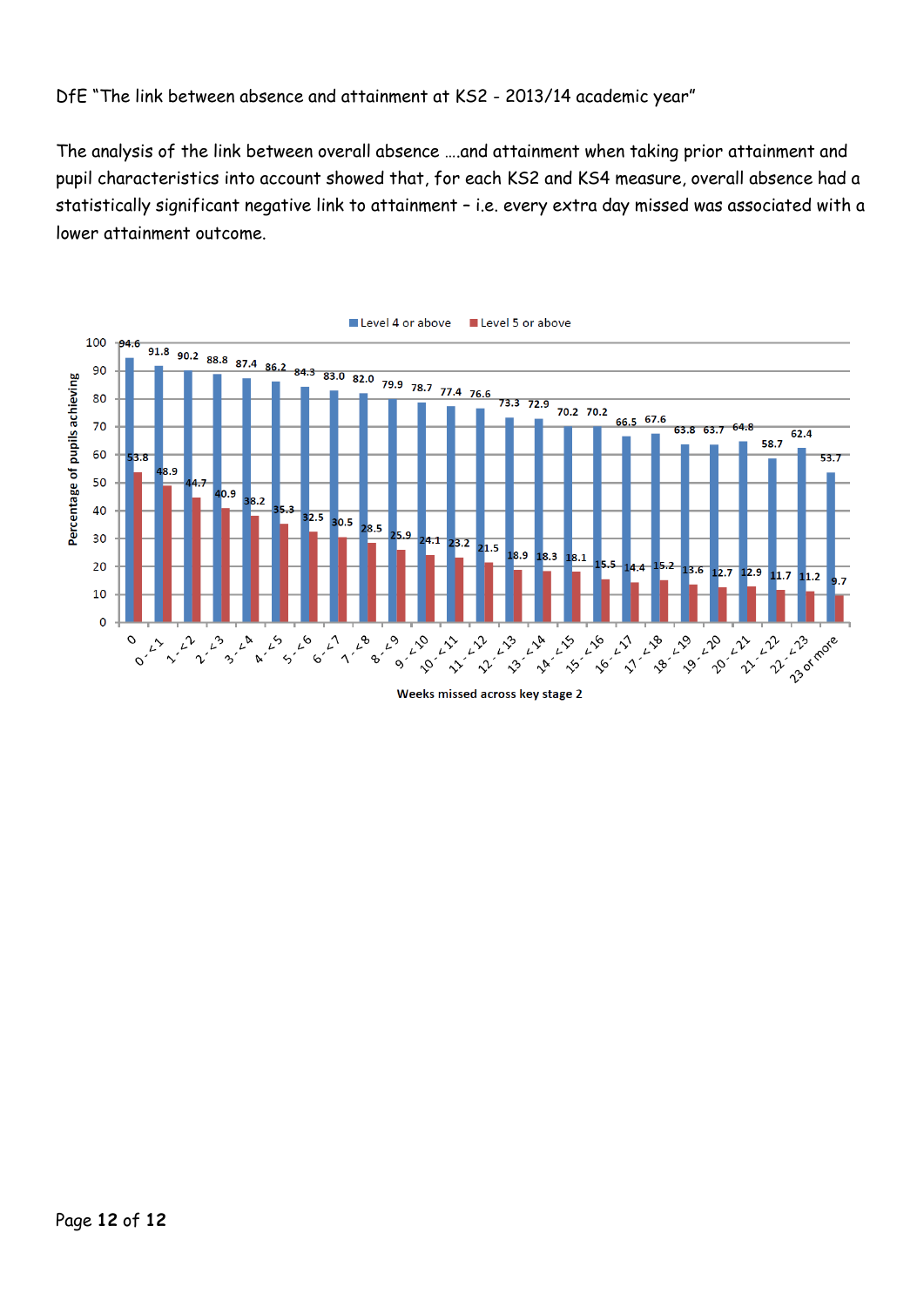DfE "The link between absence and attainment at KS2 - 2013/14 academic year"

The analysis of the link between overall absence ….and attainment when taking prior attainment and pupil characteristics into account showed that, for each KS2 and KS4 measure, overall absence had a statistically significant negative link to attainment – i.e. every extra day missed was associated with a lower attainment outcome.

Level 4 or above
Level 5 or above

Percentage of pupils achieving

100
90
80
70
60
50
40
30
20
10
0

94.6 91.8 90.2 88.8 87.4 86.2 84.3 83.0 82.0 79.9 78.7 77.4 76.6 73.3 72.9 70.2 70.2 66.5 67.6 63.8 63.7 64.8 58.7 62.4 53.7

53.8 48.9 44.7 40.9 38.2 35.3 32.5 30.5 28.5 25.9 24.1 23.2 21.5 18.9 18.3 18.1 15.5 14.4 15.2 13.6 12.7 12.9 11.7 11.2 9.7

0
0 - < 1
1 - < 2
2 - < 3
3 - < 4
4 - < 5
5 - < 6
6 - < 7
7 - < 8
8 - < 9
9 - < 10
10 - < 11
11 - < 12
12 - < 13
13 - < 14
14 - < 15
15 - < 16
16 - < 17
17 - < 18
18 - < 19
19 - < 20
20 - < 21
21 - < 22
22 - < 23
23 or more

Weeks missed across key stage 2